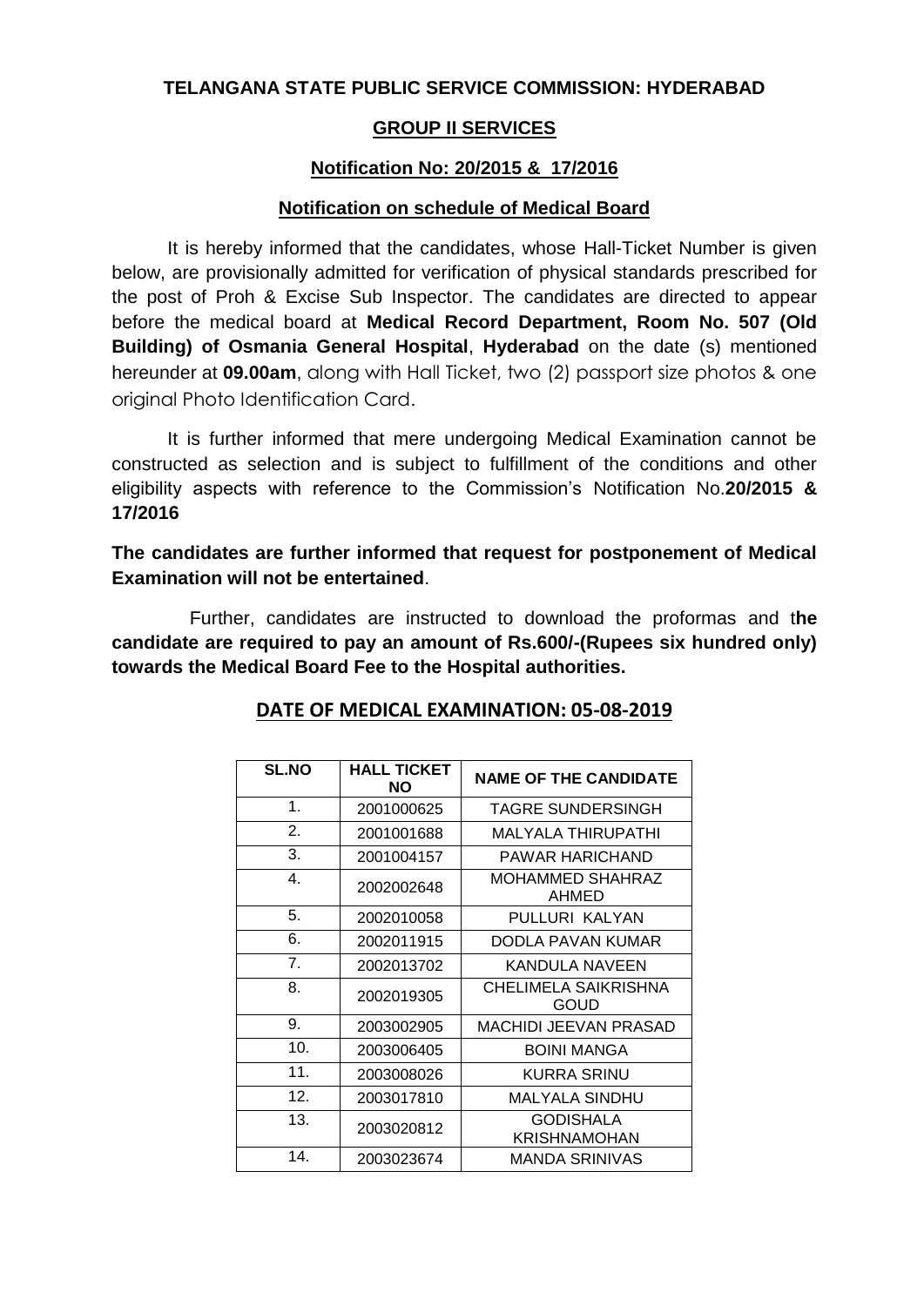**TELANGANA STATE PUBLIC SERVICE COMMISSION: HYDERABAD**

**GROUP II SERVICES**

**Notification No: 20/2015 & 17/2016**

**Notification on schedule of Medical Board**

It is hereby informed that the candidates, whose Hall-Ticket Number is given below, are provisionally admitted for verification of physical standards prescribed for the post of Proh & Excise Sub Inspector. The candidates are directed to appear before the medical board at **Medical Record Department, Room No. 507 (Old Building) of Osmania General Hospital**, **Hyderabad** on the date (s) mentioned hereunder at **09.00am**, along with Hall Ticket, two (2) passport size photos & one original Photo Identification Card.

It is further informed that mere undergoing Medical Examination cannot be constructed as selection and is subject to fulfillment of the conditions and other eligibility aspects with reference to the Commission's Notification No.**20/2015 & 17/2016**

**The candidates are further informed that request for postponement of Medical Examination will not be entertained**.

Further, candidates are instructed to download the proformas and t**he candidate are required to pay an amount of Rs.600/-(Rupees six hundred only) towards the Medical Board Fee to the Hospital authorities.**

**DATE OF MEDICAL EXAMINATION: 05-08-2019**

| SL.NO | HALL TICKET NO | NAME OF THE CANDIDATE |
|---|---|---|
| 1. | 2001000625 | TAGRE SUNDERSINGH |
| 2. | 2001001688 | MALYALA THIRUPATHI |
| 3. | 2001004157 | PAWAR HARICHAND |
| 4. | 2002002648 | MOHAMMED SHAHRAZ AHMED |
| 5. | 2002010058 | PULLURI KALYAN |
| 6. | 2002011915 | DODLA PAVAN KUMAR |
| 7. | 2002013702 | KANDULA NAVEEN |
| 8. | 2002019305 | CHELIMELA SAIKRISHNA GOUD |
| 9. | 2003002905 | MACHIDI JEEVAN PRASAD |
| 10. | 2003006405 | BOINI MANGA |
| 11. | 2003008026 | KURRA SRINU |
| 12. | 2003017810 | MALYALA SINDHU |
| 13. | 2003020812 | GODISHALA KRISHNAMOHAN |
| 14. | 2003023674 | MANDA SRINIVAS |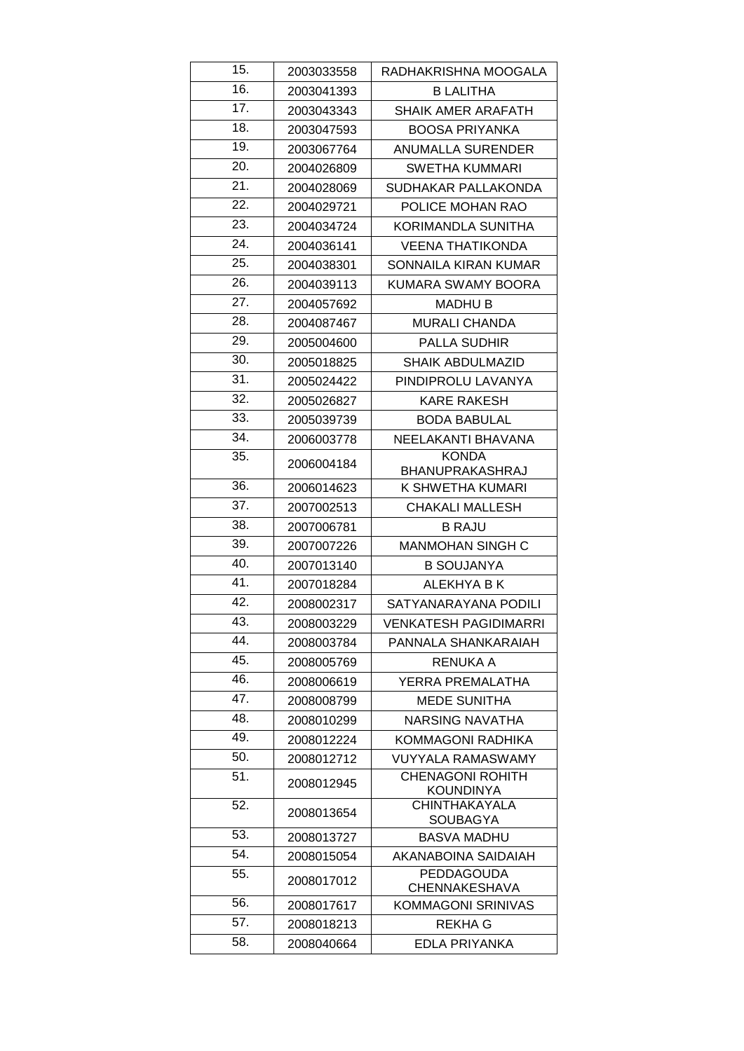| | | |
|---|---|---|
| 15. | 2003033558 | RADHAKRISHNA MOOGALA |
| 16. | 2003041393 | B LALITHA |
| 17. | 2003043343 | SHAIK AMER ARAFATH |
| 18. | 2003047593 | BOOSA PRIYANKA |
| 19. | 2003067764 | ANUMALLA SURENDER |
| 20. | 2004026809 | SWETHA KUMMARI |
| 21. | 2004028069 | SUDHAKAR PALLAKONDA |
| 22. | 2004029721 | POLICE MOHAN RAO |
| 23. | 2004034724 | KORIMANDLA SUNITHA |
| 24. | 2004036141 | VEENA THATIKONDA |
| 25. | 2004038301 | SONNAILA KIRAN KUMAR |
| 26. | 2004039113 | KUMARA SWAMY BOORA |
| 27. | 2004057692 | MADHU B |
| 28. | 2004087467 | MURALI CHANDA |
| 29. | 2005004600 | PALLA SUDHIR |
| 30. | 2005018825 | SHAIK ABDULMAZID |
| 31. | 2005024422 | PINDIPROLU LAVANYA |
| 32. | 2005026827 | KARE RAKESH |
| 33. | 2005039739 | BODA BABULAL |
| 34. | 2006003778 | NEELAKANTI BHAVANA |
| 35. | 2006004184 | KONDA BHANUPRAKASHRAJ |
| 36. | 2006014623 | K SHWETHA KUMARI |
| 37. | 2007002513 | CHAKALI MALLESH |
| 38. | 2007006781 | B RAJU |
| 39. | 2007007226 | MANMOHAN SINGH C |
| 40. | 2007013140 | B SOUJANYA |
| 41. | 2007018284 | ALEKHYA B K |
| 42. | 2008002317 | SATYANARAYANA PODILI |
| 43. | 2008003229 | VENKATESH PAGIDIMARRI |
| 44. | 2008003784 | PANNALA SHANKARAIAH |
| 45. | 2008005769 | RENUKA A |
| 46. | 2008006619 | YERRA PREMALATHA |
| 47. | 2008008799 | MEDE SUNITHA |
| 48. | 2008010299 | NARSING NAVATHA |
| 49. | 2008012224 | KOMMAGONI RADHIKA |
| 50. | 2008012712 | VUYYALA RAMASWAMY |
| 51. | 2008012945 | CHENAGONI ROHITH KOUNDINYA |
| 52. | 2008013654 | CHINTHAKAYALA SOUBAGYA |
| 53. | 2008013727 | BASVA MADHU |
| 54. | 2008015054 | AKANABOINA SAIDAIAH |
| 55. | 2008017012 | PEDDAGOUDA CHENNAKESHAVA |
| 56. | 2008017617 | KOMMAGONI SRINIVAS |
| 57. | 2008018213 | REKHA G |
| 58. | 2008040664 | EDLA PRIYANKA |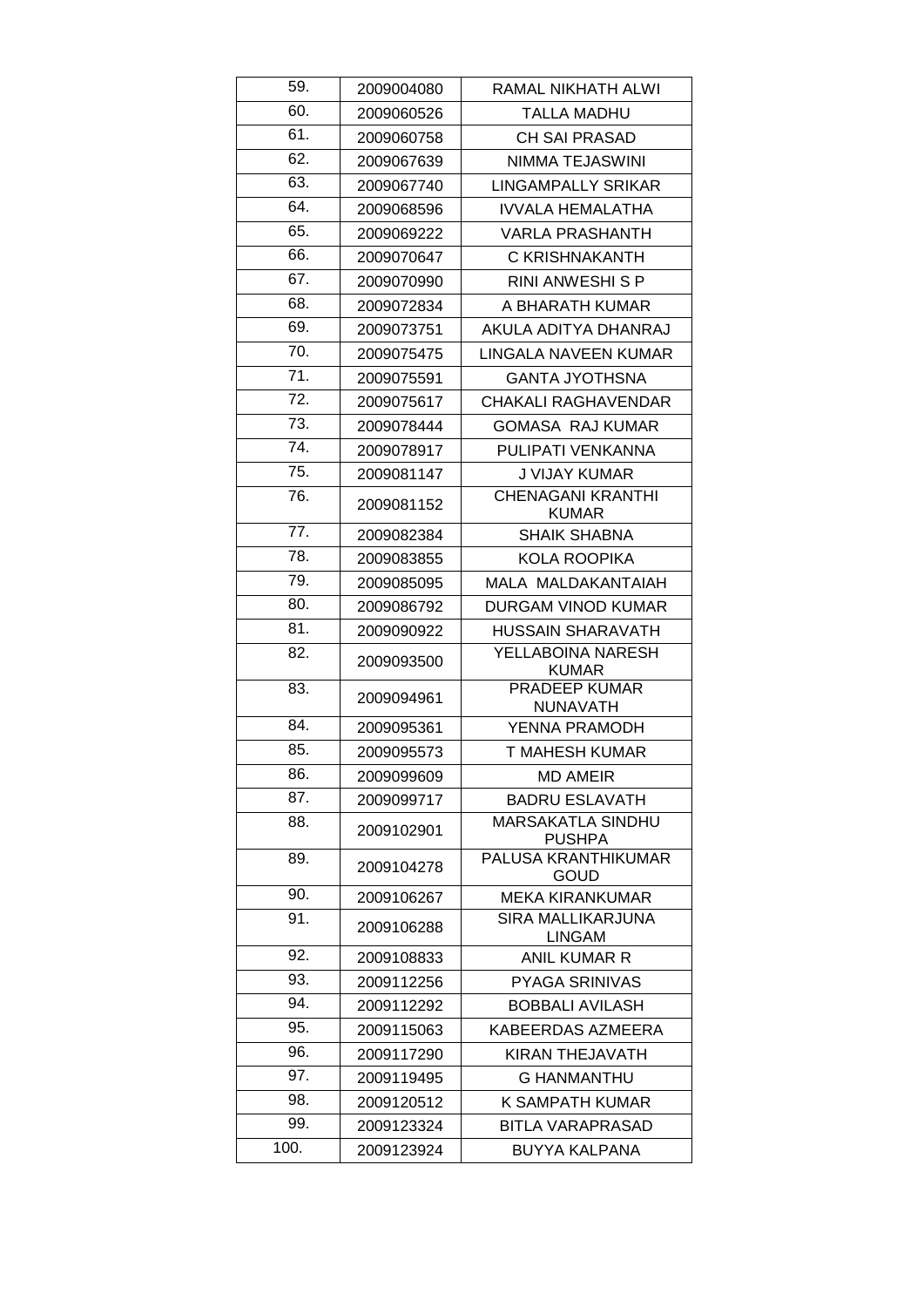| 59. | 2009004080 | RAMAL NIKHATH ALWI |
|---|---|---|
| 60. | 2009060526 | TALLA MADHU |
| 61. | 2009060758 | CH SAI PRASAD |
| 62. | 2009067639 | NIMMA TEJASWINI |
| 63. | 2009067740 | LINGAMPALLY SRIKAR |
| 64. | 2009068596 | IVVALA HEMALATHA |
| 65. | 2009069222 | VARLA PRASHANTH |
| 66. | 2009070647 | C KRISHNAKANTH |
| 67. | 2009070990 | RINI ANWESHI S P |
| 68. | 2009072834 | A BHARATH KUMAR |
| 69. | 2009073751 | AKULA ADITYA DHANRAJ |
| 70. | 2009075475 | LINGALA NAVEEN KUMAR |
| 71. | 2009075591 | GANTA JYOTHSNA |
| 72. | 2009075617 | CHAKALI RAGHAVENDAR |
| 73. | 2009078444 | GOMASA RAJ KUMAR |
| 74. | 2009078917 | PULIPATI VENKANNA |
| 75. | 2009081147 | J VIJAY KUMAR |
| 76. | 2009081152 | CHENAGANI KRANTHI KUMAR |
| 77. | 2009082384 | SHAIK SHABNA |
| 78. | 2009083855 | KOLA ROOPIKA |
| 79. | 2009085095 | MALA MALDAKANTAIAH |
| 80. | 2009086792 | DURGAM VINOD KUMAR |
| 81. | 2009090922 | HUSSAIN SHARAVATH |
| 82. | 2009093500 | YELLABOINA NARESH KUMAR |
| 83. | 2009094961 | PRADEEP KUMAR NUNAVATH |
| 84. | 2009095361 | YENNA PRAMODH |
| 85. | 2009095573 | T MAHESH KUMAR |
| 86. | 2009099609 | MD AMEIR |
| 87. | 2009099717 | BADRU ESLAVATH |
| 88. | 2009102901 | MARSAKATLA SINDHU PUSHPA |
| 89. | 2009104278 | PALUSA KRANTHIKUMAR GOUD |
| 90. | 2009106267 | MEKA KIRANKUMAR |
| 91. | 2009106288 | SIRA MALLIKARJUNA LINGAM |
| 92. | 2009108833 | ANIL KUMAR R |
| 93. | 2009112256 | PYAGA SRINIVAS |
| 94. | 2009112292 | BOBBALI AVILASH |
| 95. | 2009115063 | KABEERDAS AZMEERA |
| 96. | 2009117290 | KIRAN THEJAVATH |
| 97. | 2009119495 | G HANMANTHU |
| 98. | 2009120512 | K SAMPATH KUMAR |
| 99. | 2009123324 | BITLA VARAPRASAD |
| 100. | 2009123924 | BUYYA KALPANA |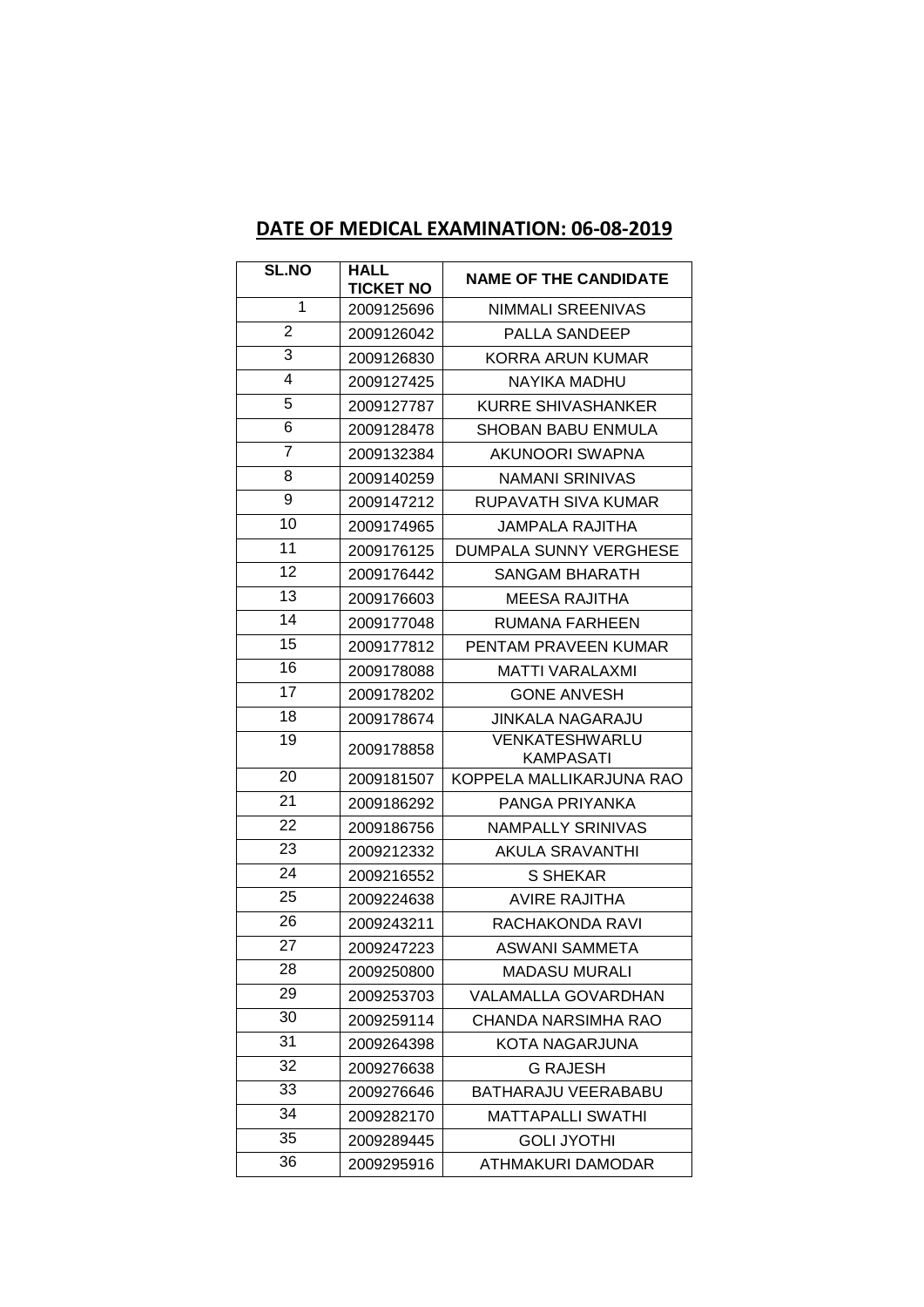## DATE OF MEDICAL EXAMINATION: 06-08-2019

| SL.NO | HALL TICKET NO | NAME OF THE CANDIDATE |
|---|---|---|
| 1 | 2009125696 | NIMMALI SREENIVAS |
| 2 | 2009126042 | PALLA SANDEEP |
| 3 | 2009126830 | KORRA ARUN KUMAR |
| 4 | 2009127425 | NAYIKA MADHU |
| 5 | 2009127787 | KURRE SHIVASHANKER |
| 6 | 2009128478 | SHOBAN BABU ENMULA |
| 7 | 2009132384 | AKUNOORI SWAPNA |
| 8 | 2009140259 | NAMANI SRINIVAS |
| 9 | 2009147212 | RUPAVATH SIVA KUMAR |
| 10 | 2009174965 | JAMPALA RAJITHA |
| 11 | 2009176125 | DUMPALA SUNNY VERGHESE |
| 12 | 2009176442 | SANGAM BHARATH |
| 13 | 2009176603 | MEESA RAJITHA |
| 14 | 2009177048 | RUMANA FARHEEN |
| 15 | 2009177812 | PENTAM PRAVEEN KUMAR |
| 16 | 2009178088 | MATTI VARALAXMI |
| 17 | 2009178202 | GONE ANVESH |
| 18 | 2009178674 | JINKALA NAGARAJU |
| 19 | 2009178858 | VENKATESHWARLU KAMPASATI |
| 20 | 2009181507 | KOPPELA MALLIKARJUNA RAO |
| 21 | 2009186292 | PANGA PRIYANKA |
| 22 | 2009186756 | NAMPALLY SRINIVAS |
| 23 | 2009212332 | AKULA SRAVANTHI |
| 24 | 2009216552 | S SHEKAR |
| 25 | 2009224638 | AVIRE RAJITHA |
| 26 | 2009243211 | RACHAKONDA RAVI |
| 27 | 2009247223 | ASWANI SAMMETA |
| 28 | 2009250800 | MADASU MURALI |
| 29 | 2009253703 | VALAMALLA GOVARDHAN |
| 30 | 2009259114 | CHANDA NARSIMHA RAO |
| 31 | 2009264398 | KOTA NAGARJUNA |
| 32 | 2009276638 | G RAJESH |
| 33 | 2009276646 | BATHARAJU VEERABABU |
| 34 | 2009282170 | MATTAPALLI SWATHI |
| 35 | 2009289445 | GOLI JYOTHI |
| 36 | 2009295916 | ATHMAKURI DAMODAR |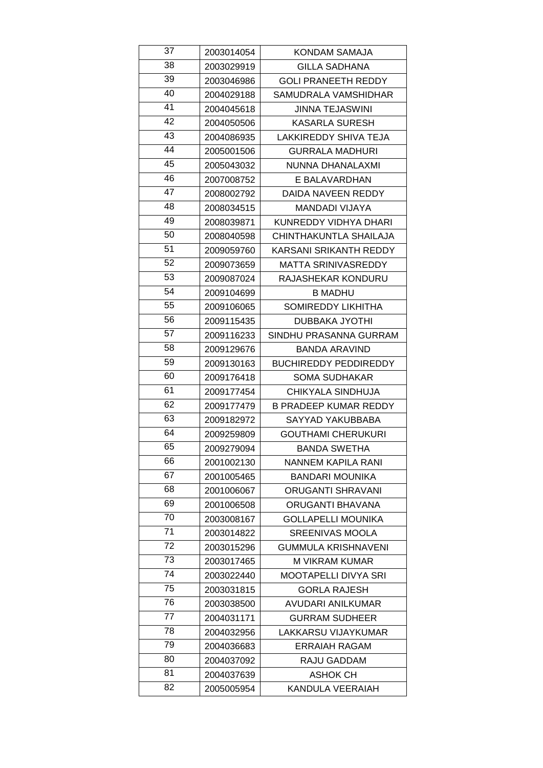| 37 | 2003014054 | KONDAM SAMAJA |
|---|---|---|
| 38 | 2003029919 | GILLA SADHANA |
| 39 | 2003046986 | GOLI PRANEETH REDDY |
| 40 | 2004029188 | SAMUDRALA VAMSHIDHAR |
| 41 | 2004045618 | JINNA TEJASWINI |
| 42 | 2004050506 | KASARLA SURESH |
| 43 | 2004086935 | LAKKIREDDY SHIVA TEJA |
| 44 | 2005001506 | GURRALA MADHURI |
| 45 | 2005043032 | NUNNA DHANALAXMI |
| 46 | 2007008752 | E BALAVARDHAN |
| 47 | 2008002792 | DAIDA NAVEEN REDDY |
| 48 | 2008034515 | MANDADI VIJAYA |
| 49 | 2008039871 | KUNREDDY VIDHYA DHARI |
| 50 | 2008040598 | CHINTHAKUNTLA SHAILAJA |
| 51 | 2009059760 | KARSANI SRIKANTH REDDY |
| 52 | 2009073659 | MATTA SRINIVASREDDY |
| 53 | 2009087024 | RAJASHEKAR KONDURU |
| 54 | 2009104699 | B MADHU |
| 55 | 2009106065 | SOMIREDDY LIKHITHA |
| 56 | 2009115435 | DUBBAKA JYOTHI |
| 57 | 2009116233 | SINDHU PRASANNA GURRAM |
| 58 | 2009129676 | BANDA ARAVIND |
| 59 | 2009130163 | BUCHIREDDY PEDDIREDDY |
| 60 | 2009176418 | SOMA SUDHAKAR |
| 61 | 2009177454 | CHIKYALA SINDHUJA |
| 62 | 2009177479 | B PRADEEP KUMAR REDDY |
| 63 | 2009182972 | SAYYAD YAKUBBABA |
| 64 | 2009259809 | GOUTHAMI CHERUKURI |
| 65 | 2009279094 | BANDA SWETHA |
| 66 | 2001002130 | NANNEM KAPILA RANI |
| 67 | 2001005465 | BANDARI MOUNIKA |
| 68 | 2001006067 | ORUGANTI SHRAVANI |
| 69 | 2001006508 | ORUGANTI BHAVANA |
| 70 | 2003008167 | GOLLAPELLI MOUNIKA |
| 71 | 2003014822 | SREENIVAS MOOLA |
| 72 | 2003015296 | GUMMULA KRISHNAVENI |
| 73 | 2003017465 | M VIKRAM KUMAR |
| 74 | 2003022440 | MOOTAPELLI DIVYA SRI |
| 75 | 2003031815 | GORLA RAJESH |
| 76 | 2003038500 | AVUDARI ANILKUMAR |
| 77 | 2004031171 | GURRAM SUDHEER |
| 78 | 2004032956 | LAKKARSU VIJAYKUMAR |
| 79 | 2004036683 | ERRAIAH RAGAM |
| 80 | 2004037092 | RAJU GADDAM |
| 81 | 2004037639 | ASHOK CH |
| 82 | 2005005954 | KANDULA VEERAIAH |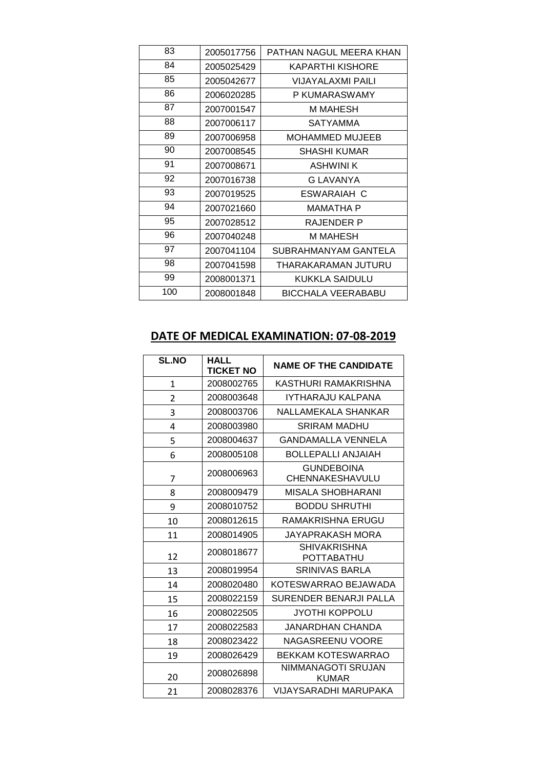| | | |
|---|---|---|
| 83 | 2005017756 | PATHAN NAGUL MEERA KHAN |
| 84 | 2005025429 | KAPARTHI KISHORE |
| 85 | 2005042677 | VIJAYALAXMI PAILI |
| 86 | 2006020285 | P KUMARASWAMY |
| 87 | 2007001547 | M MAHESH |
| 88 | 2007006117 | SATYAMMA |
| 89 | 2007006958 | MOHAMMED MUJEEB |
| 90 | 2007008545 | SHASHI KUMAR |
| 91 | 2007008671 | ASHWINI K |
| 92 | 2007016738 | G LAVANYA |
| 93 | 2007019525 | ESWARAIAH C |
| 94 | 2007021660 | MAMATHA P |
| 95 | 2007028512 | RAJENDER P |
| 96 | 2007040248 | M MAHESH |
| 97 | 2007041104 | SUBRAHMANYAM GANTELA |
| 98 | 2007041598 | THARAKARAMAN JUTURU |
| 99 | 2008001371 | KUKKLA SAIDULU |
| 100 | 2008001848 | BICCHALA VEERABABU |

## DATE OF MEDICAL EXAMINATION: 07-08-2019

| SL.NO | HALL TICKET NO | NAME OF THE CANDIDATE |
|---|---|---|
| 1 | 2008002765 | KASTHURI RAMAKRISHNA |
| 2 | 2008003648 | IYTHARAJU KALPANA |
| 3 | 2008003706 | NALLAMEKALA SHANKAR |
| 4 | 2008003980 | SRIRAM MADHU |
| 5 | 2008004637 | GANDAMALLA VENNELA |
| 6 | 2008005108 | BOLLEPALLI ANJAIAH |
| 7 | 2008006963 | GUNDEBOINA CHENNAKESHAVULU |
| 8 | 2008009479 | MISALA SHOBHARANI |
| 9 | 2008010752 | BODDU SHRUTHI |
| 10 | 2008012615 | RAMAKRISHNA ERUGU |
| 11 | 2008014905 | JAYAPRAKASH MORA |
| 12 | 2008018677 | SHIVAKRISHNA POTTABATHU |
| 13 | 2008019954 | SRINIVAS BARLA |
| 14 | 2008020480 | KOTESWARRAO BEJAWADA |
| 15 | 2008022159 | SURENDER BENARJI PALLA |
| 16 | 2008022505 | JYOTHI KOPPOLU |
| 17 | 2008022583 | JANARDHAN CHANDA |
| 18 | 2008023422 | NAGASREENU VOORE |
| 19 | 2008026429 | BEKKAM KOTESWARRAO |
| 20 | 2008026898 | NIMMANAGOTI SRUJAN KUMAR |
| 21 | 2008028376 | VIJAYSARADHI MARUPAKA |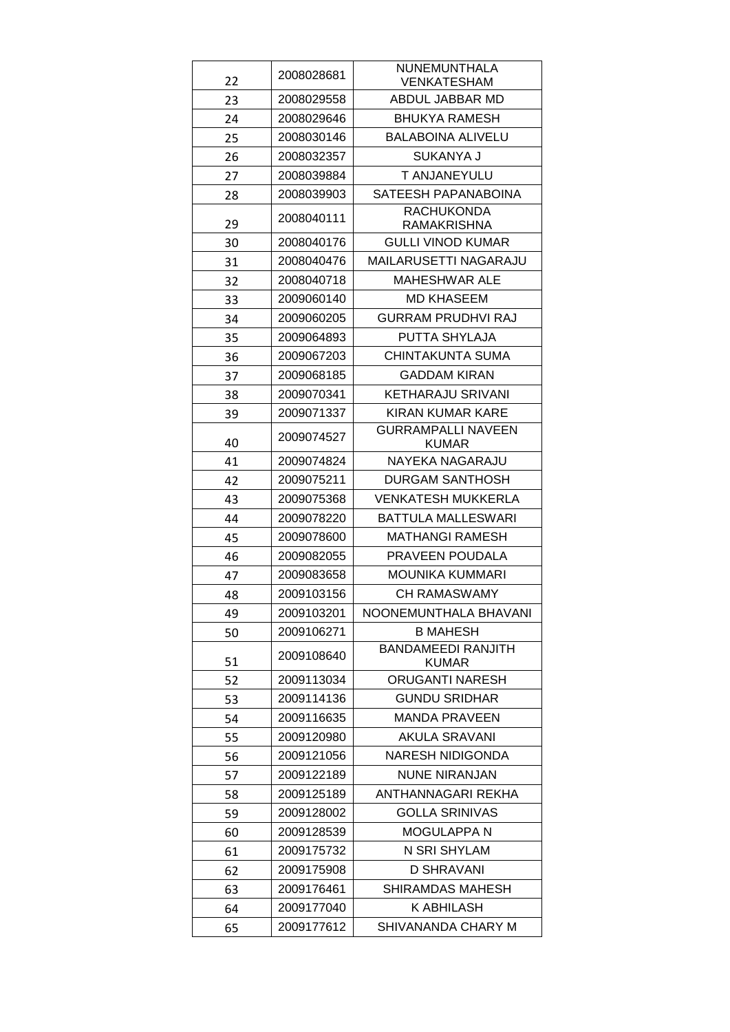| | | |
|---|---|---|
| 22 | 2008028681 | NUNEMUNTHALA VENKATESHAM |
| 23 | 2008029558 | ABDUL JABBAR MD |
| 24 | 2008029646 | BHUKYA RAMESH |
| 25 | 2008030146 | BALABOINA ALIVELU |
| 26 | 2008032357 | SUKANYA J |
| 27 | 2008039884 | T ANJANEYULU |
| 28 | 2008039903 | SATEESH PAPANABOINA |
| 29 | 2008040111 | RACHUKONDA RAMAKRISHNA |
| 30 | 2008040176 | GULLI VINOD KUMAR |
| 31 | 2008040476 | MAILARUSETTI NAGARAJU |
| 32 | 2008040718 | MAHESHWAR ALE |
| 33 | 2009060140 | MD KHASEEM |
| 34 | 2009060205 | GURRAM PRUDHVI RAJ |
| 35 | 2009064893 | PUTTA SHYLAJA |
| 36 | 2009067203 | CHINTAKUNTA SUMA |
| 37 | 2009068185 | GADDAM KIRAN |
| 38 | 2009070341 | KETHARAJU SRIVANI |
| 39 | 2009071337 | KIRAN KUMAR KARE |
| 40 | 2009074527 | GURRAMPALLI NAVEEN KUMAR |
| 41 | 2009074824 | NAYEKA NAGARAJU |
| 42 | 2009075211 | DURGAM SANTHOSH |
| 43 | 2009075368 | VENKATESH MUKKERLA |
| 44 | 2009078220 | BATTULA MALLESWARI |
| 45 | 2009078600 | MATHANGI RAMESH |
| 46 | 2009082055 | PRAVEEN POUDALA |
| 47 | 2009083658 | MOUNIKA KUMMARI |
| 48 | 2009103156 | CH RAMASWAMY |
| 49 | 2009103201 | NOONEMUNTHALA BHAVANI |
| 50 | 2009106271 | B MAHESH |
| 51 | 2009108640 | BANDAMEEDI RANJITH KUMAR |
| 52 | 2009113034 | ORUGANTI NARESH |
| 53 | 2009114136 | GUNDU SRIDHAR |
| 54 | 2009116635 | MANDA PRAVEEN |
| 55 | 2009120980 | AKULA SRAVANI |
| 56 | 2009121056 | NARESH NIDIGONDA |
| 57 | 2009122189 | NUNE NIRANJAN |
| 58 | 2009125189 | ANTHANNAGARI REKHA |
| 59 | 2009128002 | GOLLA SRINIVAS |
| 60 | 2009128539 | MOGULAPPA N |
| 61 | 2009175732 | N SRI SHYLAM |
| 62 | 2009175908 | D SHRAVANI |
| 63 | 2009176461 | SHIRAMDAS MAHESH |
| 64 | 2009177040 | K ABHILASH |
| 65 | 2009177612 | SHIVANANDA CHARY M |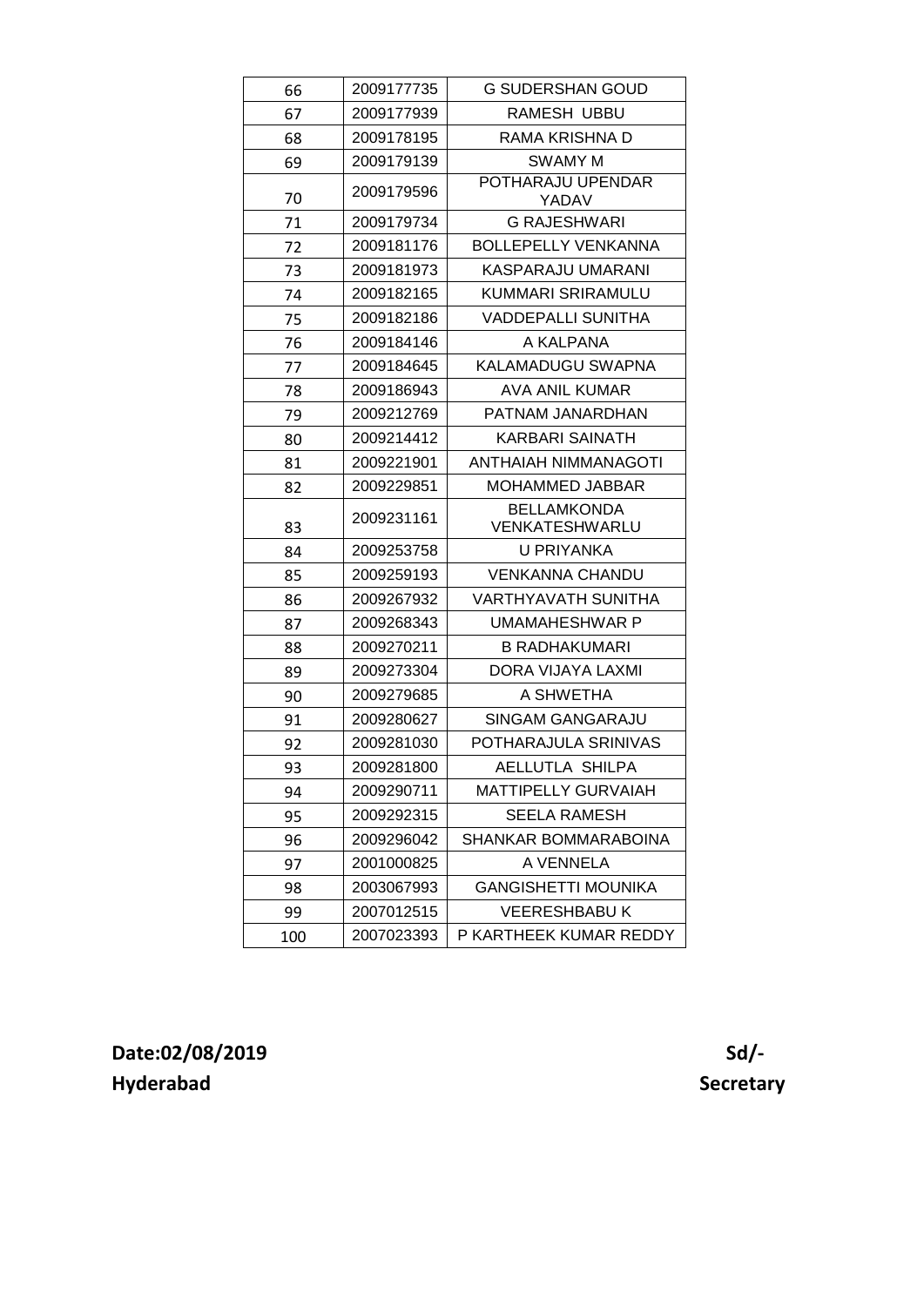| | | |
|---|---|---|
| 66 | 2009177735 | G SUDERSHAN GOUD |
| 67 | 2009177939 | RAMESH UBBU |
| 68 | 2009178195 | RAMA KRISHNA D |
| 69 | 2009179139 | SWAMY M |
| 70 | 2009179596 | POTHARAJU UPENDAR YADAV |
| 71 | 2009179734 | G RAJESHWARI |
| 72 | 2009181176 | BOLLEPELLY VENKANNA |
| 73 | 2009181973 | KASPARAJU UMARANI |
| 74 | 2009182165 | KUMMARI SRIRAMULU |
| 75 | 2009182186 | VADDEPALLI SUNITHA |
| 76 | 2009184146 | A KALPANA |
| 77 | 2009184645 | KALAMADUGU SWAPNA |
| 78 | 2009186943 | AVA ANIL KUMAR |
| 79 | 2009212769 | PATNAM JANARDHAN |
| 80 | 2009214412 | KARBARI SAINATH |
| 81 | 2009221901 | ANTHAIAH NIMMANAGOTI |
| 82 | 2009229851 | MOHAMMED JABBAR |
| 83 | 2009231161 | BELLAMKONDA VENKATESHWARLU |
| 84 | 2009253758 | U PRIYANKA |
| 85 | 2009259193 | VENKANNA CHANDU |
| 86 | 2009267932 | VARTHYAVATH SUNITHA |
| 87 | 2009268343 | UMAMAHESHWAR P |
| 88 | 2009270211 | B RADHAKUMARI |
| 89 | 2009273304 | DORA VIJAYA LAXMI |
| 90 | 2009279685 | A SHWETHA |
| 91 | 2009280627 | SINGAM GANGARAJU |
| 92 | 2009281030 | POTHARAJULA SRINIVAS |
| 93 | 2009281800 | AELLUTLA SHILPA |
| 94 | 2009290711 | MATTIPELLY GURVAIAH |
| 95 | 2009292315 | SEELA RAMESH |
| 96 | 2009296042 | SHANKAR BOMMARABOINA |
| 97 | 2001000825 | A VENNELA |
| 98 | 2003067993 | GANGISHETTI MOUNIKA |
| 99 | 2007012515 | VEERESHBABU K |
| 100 | 2007023393 | P KARTHEEK KUMAR REDDY |

**Date:02/08/2019**
**Hyderabad**

**Sd/-**
**Secretary**